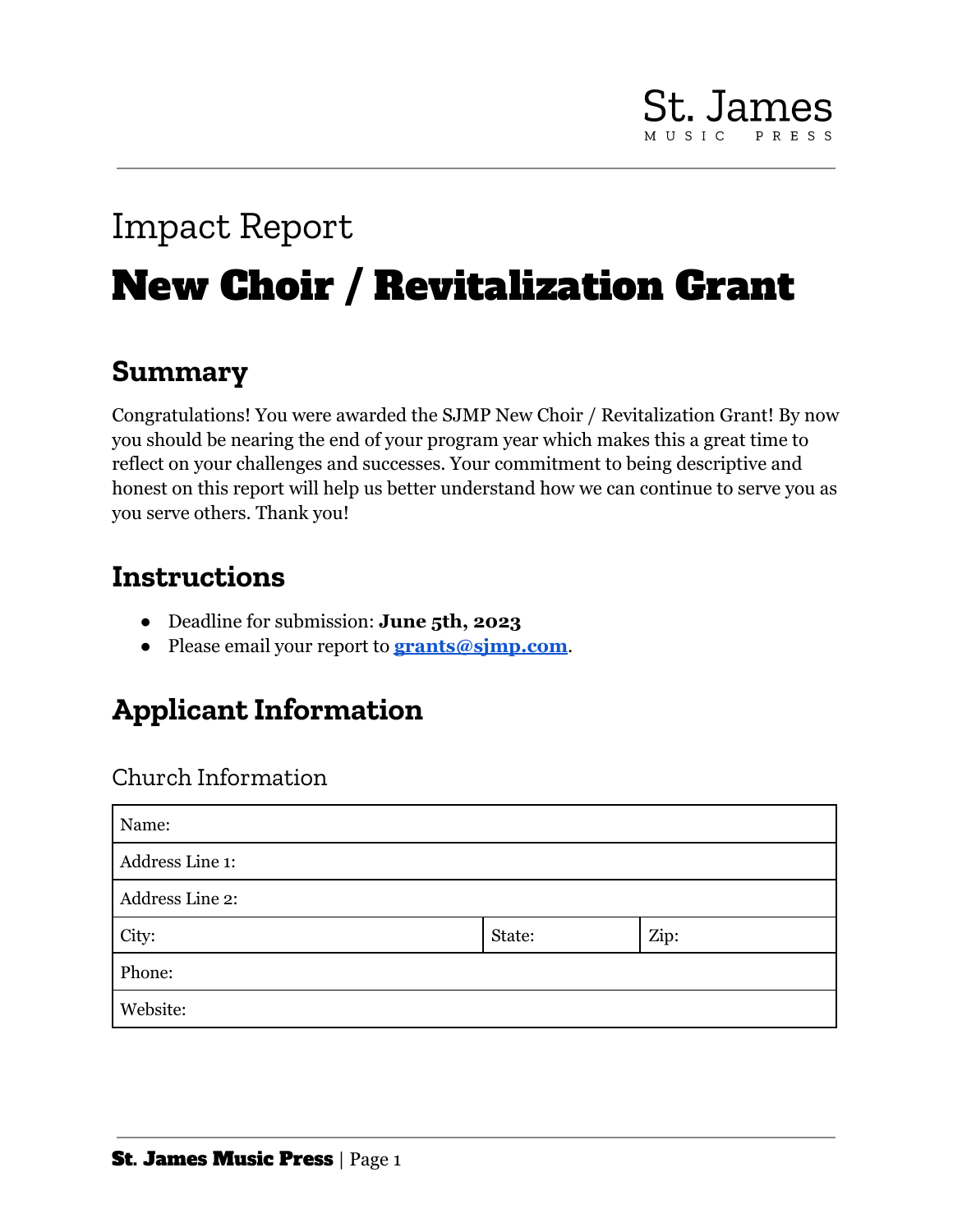St. James
MUSIC PRESS

# Impact Report

# New Choir / Revitalization Grant

## Summary

Congratulations! You were awarded the SJMP New Choir / Revitalization Grant! By now you should be nearing the end of your program year which makes this a great time to reflect on your challenges and successes. Your commitment to being descriptive and honest on this report will help us better understand how we can continue to serve you as you serve others. Thank you!

## Instructions

- Deadline for submission: **June 5th, 2023**
- Please email your report to **grants@sjmp.com**.

## Applicant Information

### Church Information

| Name: | | |
|---|---|---|
| Address Line 1: | | |
| Address Line 2: | | |
| City: | State: | Zip: |
| Phone: | | |
| Website: | | |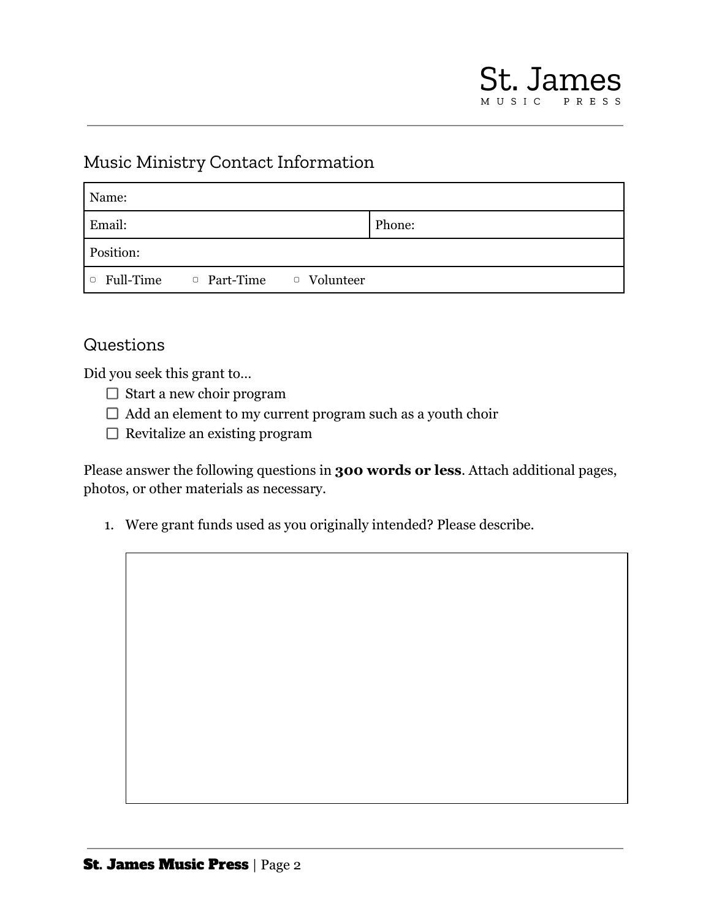## Music Ministry Contact Information

| Name: | |
|---|---|
| Email: | Phone: |
| Position: | |
| ▫ Full-Time ▫ Part-Time ▫ Volunteer | |

## Questions

Did you seek this grant to…

- ☐ Start a new choir program
- ☐ Add an element to my current program such as a youth choir
- ☐ Revitalize an existing program

Please answer the following questions in **300 words or less**. Attach additional pages, photos, or other materials as necessary.

1. Were grant funds used as you originally intended? Please describe.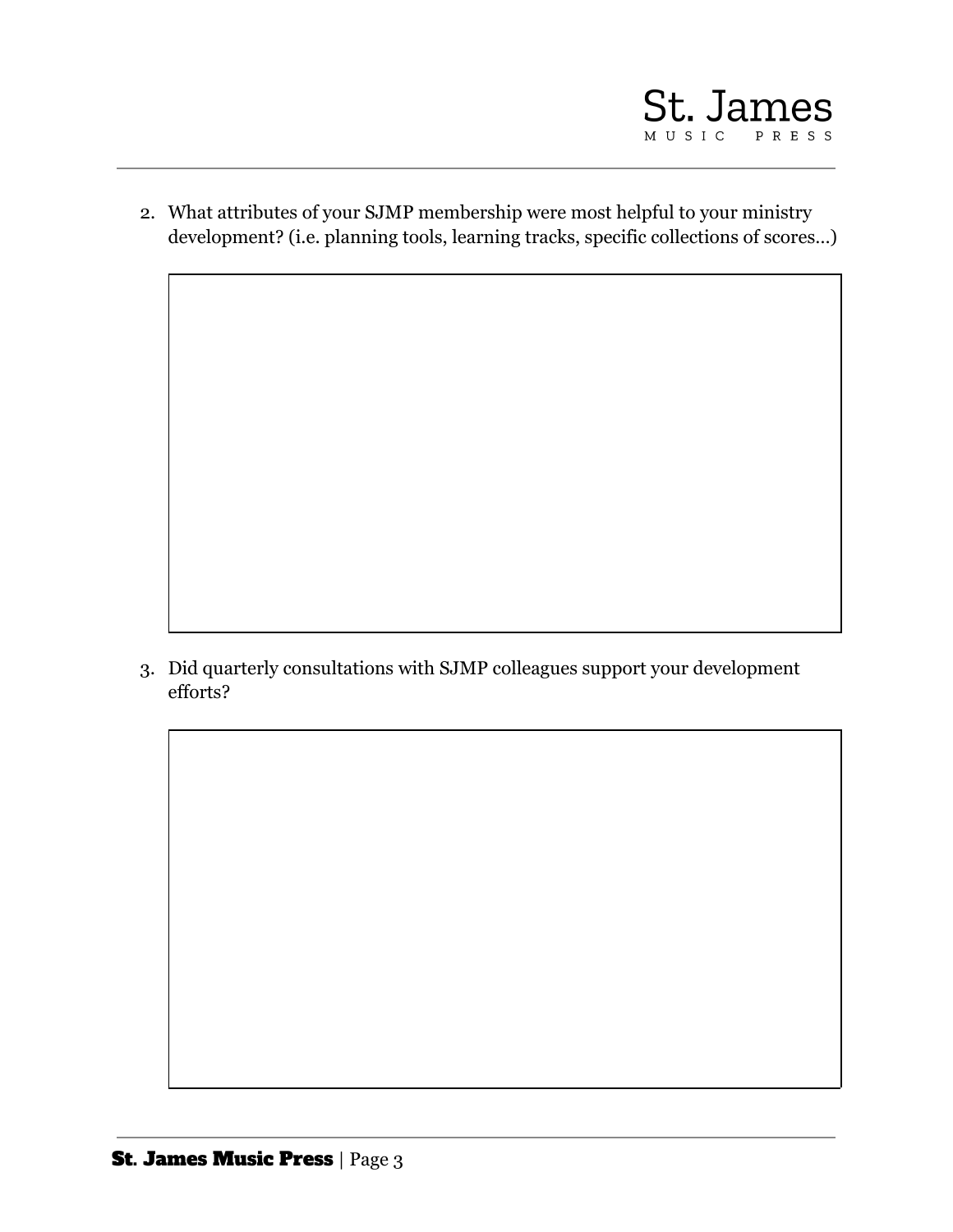2. What attributes of your SJMP membership were most helpful to your ministry development? (i.e. planning tools, learning tracks, specific collections of scores…)

3. Did quarterly consultations with SJMP colleagues support your development efforts?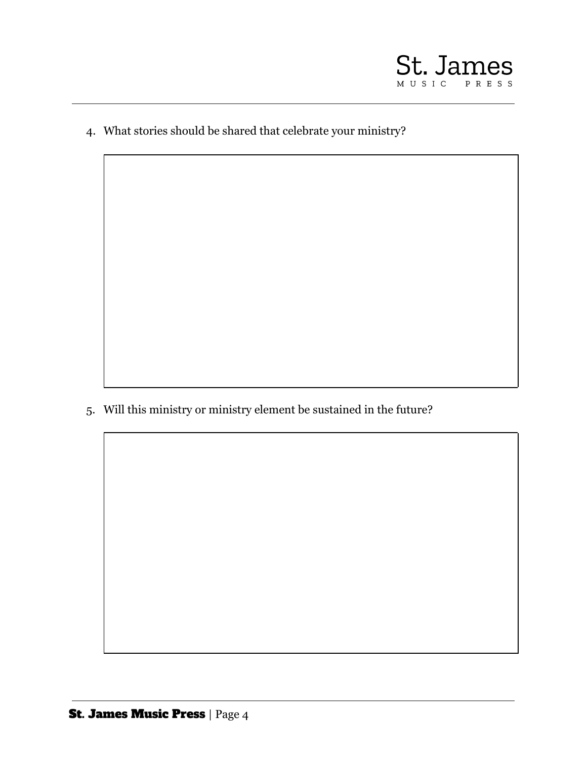4. What stories should be shared that celebrate your ministry?

5. Will this ministry or ministry element be sustained in the future?